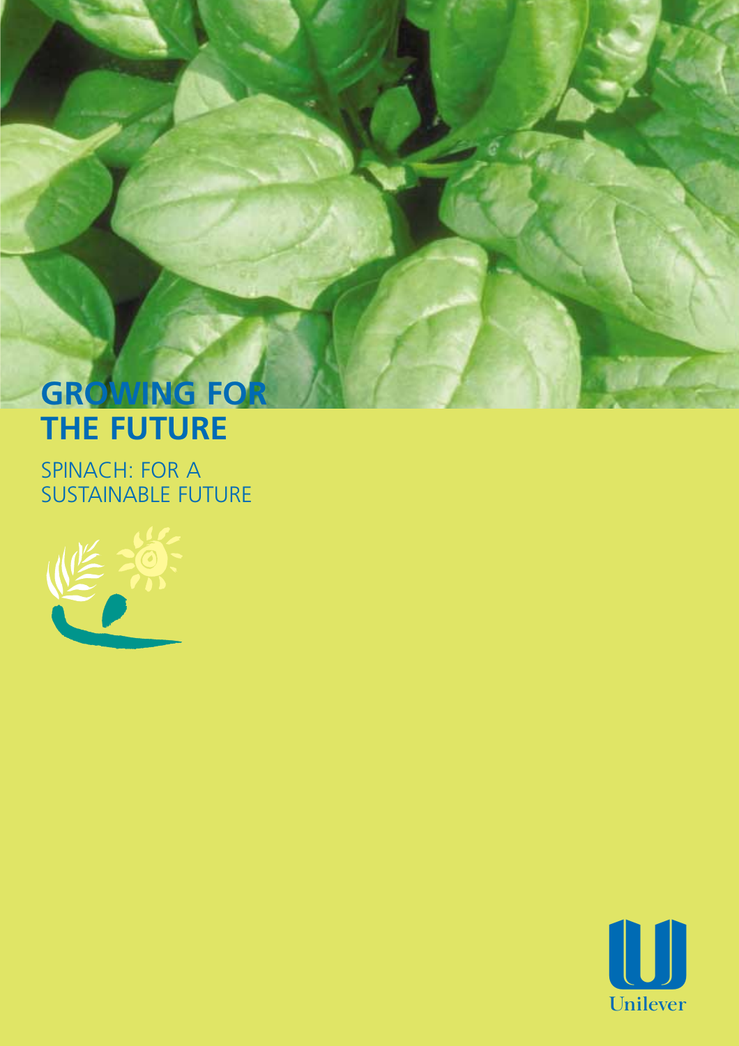# GROWING FOR THE FUTURE

## SPINACH: FOR A SUSTAINABLE FUTURE

Unilever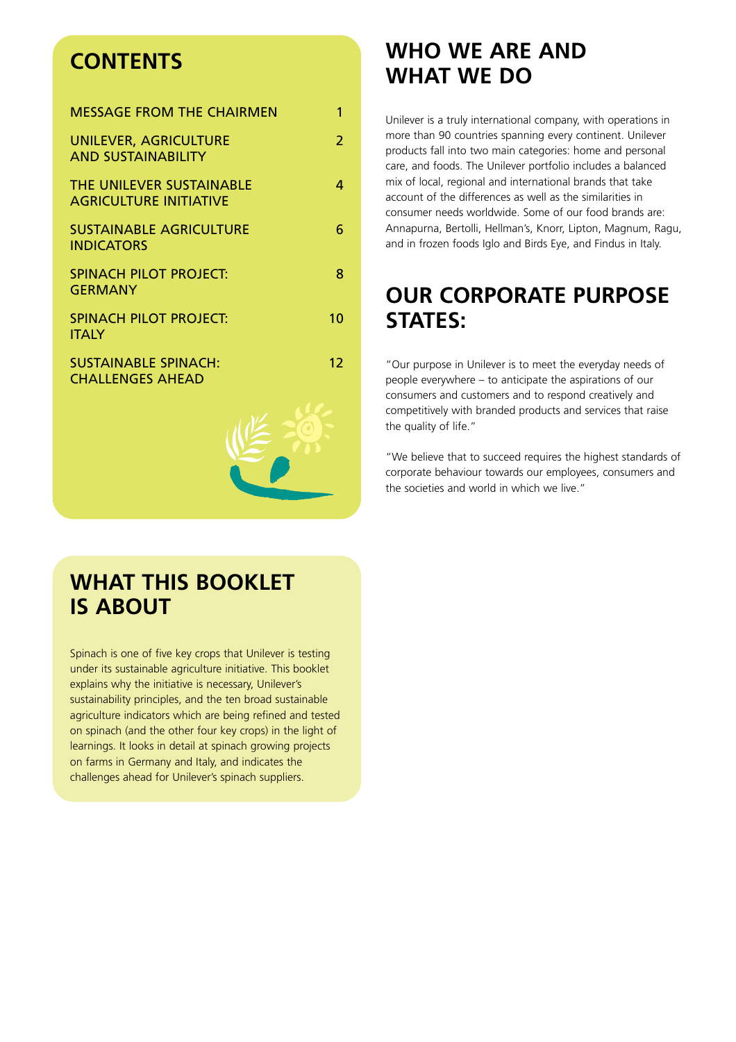## CONTENTS

| | |
|---|---|
| MESSAGE FROM THE CHAIRMEN | 1 |
| UNILEVER, AGRICULTURE AND SUSTAINABILITY | 2 |
| THE UNILEVER SUSTAINABLE AGRICULTURE INITIATIVE | 4 |
| SUSTAINABLE AGRICULTURE INDICATORS | 6 |
| SPINACH PILOT PROJECT: GERMANY | 8 |
| SPINACH PILOT PROJECT: ITALY | 10 |
| SUSTAINABLE SPINACH: CHALLENGES AHEAD | 12 |

## WHAT THIS BOOKLET IS ABOUT

Spinach is one of five key crops that Unilever is testing under its sustainable agriculture initiative. This booklet explains why the initiative is necessary, Unilever's sustainability principles, and the ten broad sustainable agriculture indicators which are being refined and tested on spinach (and the other four key crops) in the light of learnings. It looks in detail at spinach growing projects on farms in Germany and Italy, and indicates the challenges ahead for Unilever's spinach suppliers.

## WHO WE ARE AND WHAT WE DO

Unilever is a truly international company, with operations in more than 90 countries spanning every continent. Unilever products fall into two main categories: home and personal care, and foods. The Unilever portfolio includes a balanced mix of local, regional and international brands that take account of the differences as well as the similarities in consumer needs worldwide. Some of our food brands are: Annapurna, Bertolli, Hellman's, Knorr, Lipton, Magnum, Ragu, and in frozen foods Iglo and Birds Eye, and Findus in Italy.

## OUR CORPORATE PURPOSE STATES:

"Our purpose in Unilever is to meet the everyday needs of people everywhere – to anticipate the aspirations of our consumers and customers and to respond creatively and competitively with branded products and services that raise the quality of life."

"We believe that to succeed requires the highest standards of corporate behaviour towards our employees, consumers and the societies and world in which we live."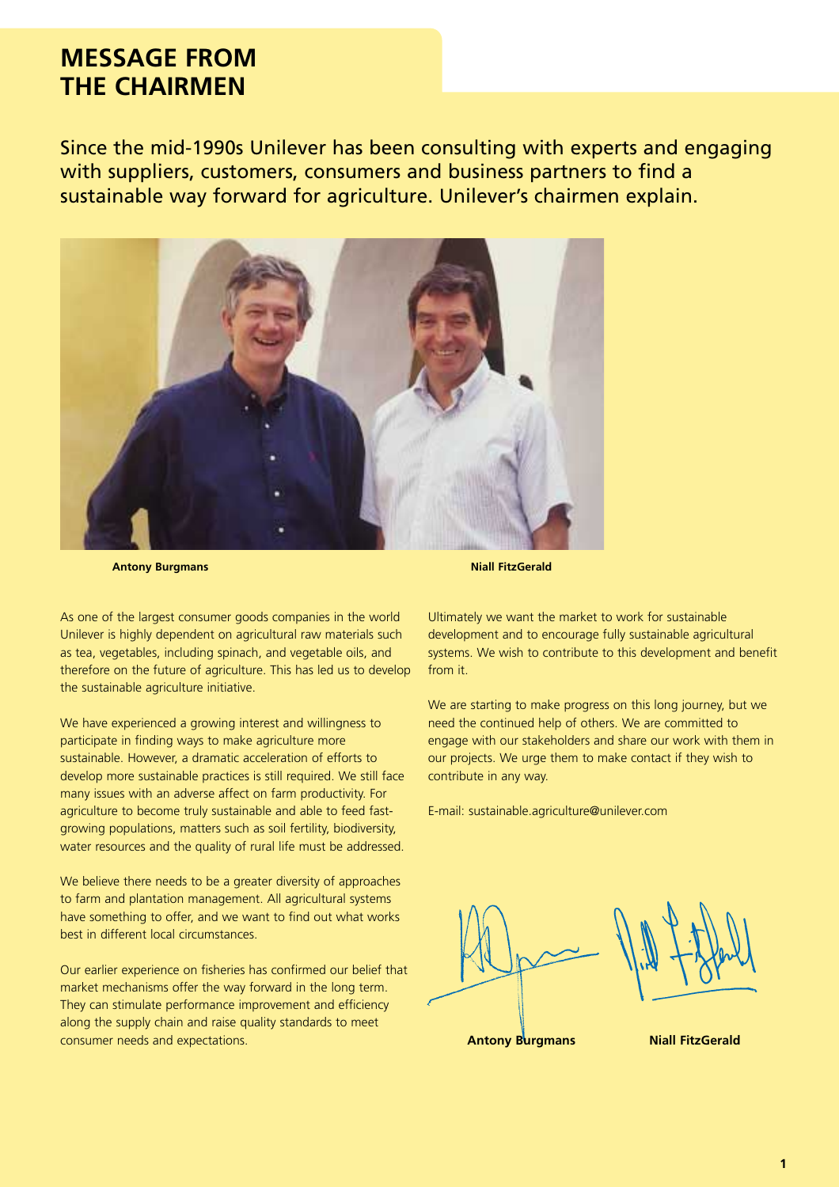# MESSAGE FROM THE CHAIRMEN

Since the mid-1990s Unilever has been consulting with experts and engaging with suppliers, customers, consumers and business partners to find a sustainable way forward for agriculture. Unilever's chairmen explain.

**Antony Burgmans** **Niall FitzGerald**

As one of the largest consumer goods companies in the world Unilever is highly dependent on agricultural raw materials such as tea, vegetables, including spinach, and vegetable oils, and therefore on the future of agriculture. This has led us to develop the sustainable agriculture initiative.

We have experienced a growing interest and willingness to participate in finding ways to make agriculture more sustainable. However, a dramatic acceleration of efforts to develop more sustainable practices is still required. We still face many issues with an adverse affect on farm productivity. For agriculture to become truly sustainable and able to feed fast-growing populations, matters such as soil fertility, biodiversity, water resources and the quality of rural life must be addressed.

We believe there needs to be a greater diversity of approaches to farm and plantation management. All agricultural systems have something to offer, and we want to find out what works best in different local circumstances.

Our earlier experience on fisheries has confirmed our belief that market mechanisms offer the way forward in the long term. They can stimulate performance improvement and efficiency along the supply chain and raise quality standards to meet consumer needs and expectations.

Ultimately we want the market to work for sustainable development and to encourage fully sustainable agricultural systems. We wish to contribute to this development and benefit from it.

We are starting to make progress on this long journey, but we need the continued help of others. We are committed to engage with our stakeholders and share our work with them in our projects. We urge them to make contact if they wish to contribute in any way.

E-mail: sustainable.agriculture@unilever.com

**Antony Burgmans** **Niall FitzGerald**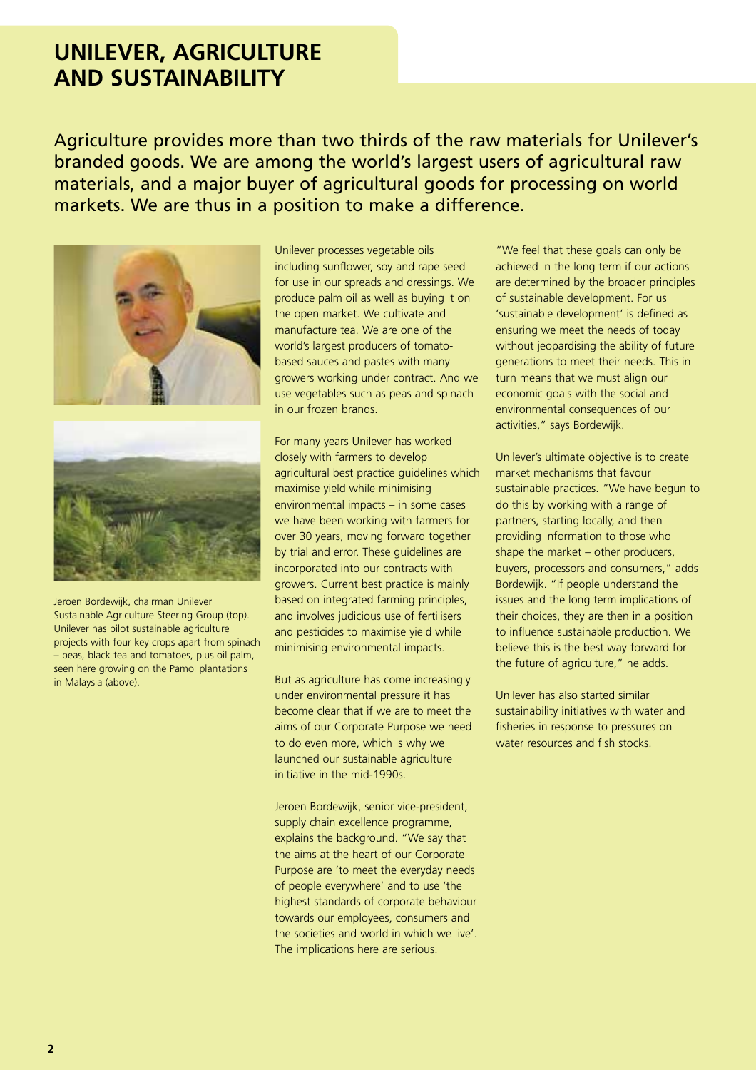# UNILEVER, AGRICULTURE AND SUSTAINABILITY

Agriculture provides more than two thirds of the raw materials for Unilever's branded goods. We are among the world's largest users of agricultural raw materials, and a major buyer of agricultural goods for processing on world markets. We are thus in a position to make a difference.

Jeroen Bordewijk, chairman Unilever Sustainable Agriculture Steering Group (top). Unilever has pilot sustainable agriculture projects with four key crops apart from spinach – peas, black tea and tomatoes, plus oil palm, seen here growing on the Pamol plantations in Malaysia (above).

Unilever processes vegetable oils including sunflower, soy and rape seed for use in our spreads and dressings. We produce palm oil as well as buying it on the open market. We cultivate and manufacture tea. We are one of the world's largest producers of tomato-based sauces and pastes with many growers working under contract. And we use vegetables such as peas and spinach in our frozen brands.

For many years Unilever has worked closely with farmers to develop agricultural best practice guidelines which maximise yield while minimising environmental impacts – in some cases we have been working with farmers for over 30 years, moving forward together by trial and error. These guidelines are incorporated into our contracts with growers. Current best practice is mainly based on integrated farming principles, and involves judicious use of fertilisers and pesticides to maximise yield while minimising environmental impacts.

But as agriculture has come increasingly under environmental pressure it has become clear that if we are to meet the aims of our Corporate Purpose we need to do even more, which is why we launched our sustainable agriculture initiative in the mid-1990s.

Jeroen Bordewijk, senior vice-president, supply chain excellence programme, explains the background. "We say that the aims at the heart of our Corporate Purpose are 'to meet the everyday needs of people everywhere' and to use 'the highest standards of corporate behaviour towards our employees, consumers and the societies and world in which we live'. The implications here are serious.

"We feel that these goals can only be achieved in the long term if our actions are determined by the broader principles of sustainable development. For us 'sustainable development' is defined as ensuring we meet the needs of today without jeopardising the ability of future generations to meet their needs. This in turn means that we must align our economic goals with the social and environmental consequences of our activities," says Bordewijk.

Unilever's ultimate objective is to create market mechanisms that favour sustainable practices. "We have begun to do this by working with a range of partners, starting locally, and then providing information to those who shape the market – other producers, buyers, processors and consumers," adds Bordewijk. "If people understand the issues and the long term implications of their choices, they are then in a position to influence sustainable production. We believe this is the best way forward for the future of agriculture," he adds.

Unilever has also started similar sustainability initiatives with water and fisheries in response to pressures on water resources and fish stocks.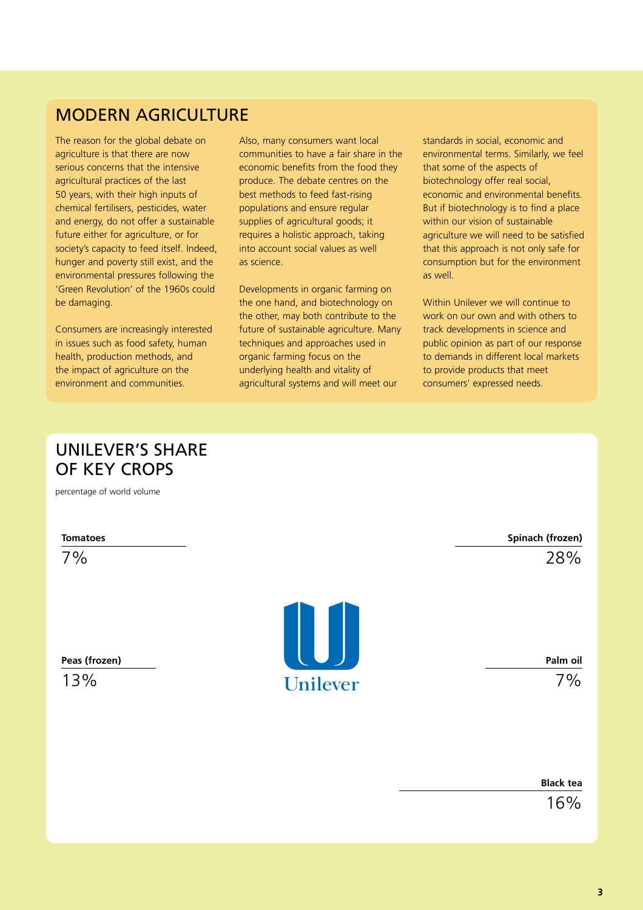## MODERN AGRICULTURE

The reason for the global debate on agriculture is that there are now serious concerns that the intensive agricultural practices of the last 50 years, with their high inputs of chemical fertilisers, pesticides, water and energy, do not offer a sustainable future either for agriculture, or for society's capacity to feed itself. Indeed, hunger and poverty still exist, and the environmental pressures following the 'Green Revolution' of the 1960s could be damaging.

Consumers are increasingly interested in issues such as food safety, human health, production methods, and the impact of agriculture on the environment and communities.

Also, many consumers want local communities to have a fair share in the economic benefits from the food they produce. The debate centres on the best methods to feed fast-rising populations and ensure regular supplies of agricultural goods; it requires a holistic approach, taking into account social values as well as science.

Developments in organic farming on the one hand, and biotechnology on the other, may both contribute to the future of sustainable agriculture. Many techniques and approaches used in organic farming focus on the underlying health and vitality of agricultural systems and will meet our standards in social, economic and environmental terms. Similarly, we feel that some of the aspects of biotechnology offer real social, economic and environmental benefits. But if biotechnology is to find a place within our vision of sustainable agriculture we will need to be satisfied that this approach is not only safe for consumption but for the environment as well.

Within Unilever we will continue to work on our own and with others to track developments in science and public opinion as part of our response to demands in different local markets to provide products that meet consumers' expressed needs.

## UNILEVER'S SHARE OF KEY CROPS

percentage of world volume

| Crop | Share |
|---|---|
| Tomatoes | 7% |
| Peas (frozen) | 13% |
| Spinach (frozen) | 28% |
| Palm oil | 7% |
| Black tea | 16% |

Unilever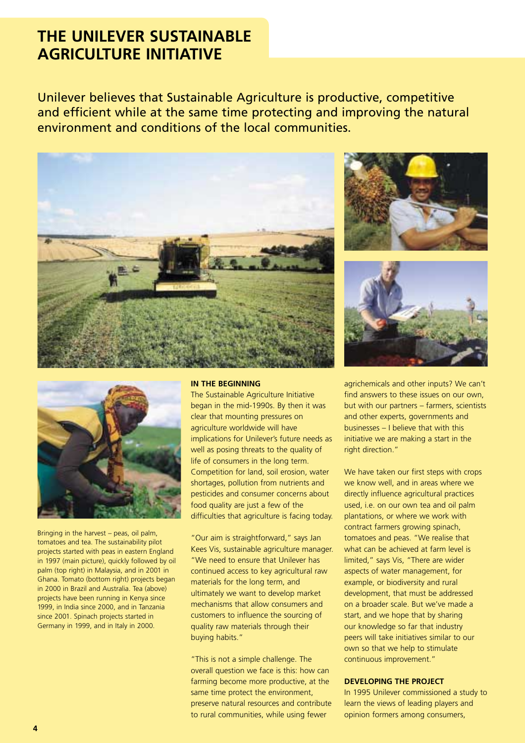# THE UNILEVER SUSTAINABLE AGRICULTURE INITIATIVE

Unilever believes that Sustainable Agriculture is productive, competitive and efficient while at the same time protecting and improving the natural environment and conditions of the local communities.

Bringing in the harvest – peas, oil palm, tomatoes and tea. The sustainability pilot projects started with peas in eastern England in 1997 (main picture), quickly followed by oil palm (top right) in Malaysia, and in 2001 in Ghana. Tomato (bottom right) projects began in 2000 in Brazil and Australia. Tea (above) projects have been running in Kenya since 1999, in India since 2000, and in Tanzania since 2001. Spinach projects started in Germany in 1999, and in Italy in 2000.

**IN THE BEGINNING**

The Sustainable Agriculture Initiative began in the mid-1990s. By then it was clear that mounting pressures on agriculture worldwide will have implications for Unilever's future needs as well as posing threats to the quality of life of consumers in the long term. Competition for land, soil erosion, water shortages, pollution from nutrients and pesticides and consumer concerns about food quality are just a few of the difficulties that agriculture is facing today.

"Our aim is straightforward," says Jan Kees Vis, sustainable agriculture manager. "We need to ensure that Unilever has continued access to key agricultural raw materials for the long term, and ultimately we want to develop market mechanisms that allow consumers and customers to influence the sourcing of quality raw materials through their buying habits."

"This is not a simple challenge. The overall question we face is this: how can farming become more productive, at the same time protect the environment, preserve natural resources and contribute to rural communities, while using fewer agrichemicals and other inputs? We can't find answers to these issues on our own, but with our partners – farmers, scientists and other experts, governments and businesses – I believe that with this initiative we are making a start in the right direction."

We have taken our first steps with crops we know well, and in areas where we directly influence agricultural practices used, i.e. on our own tea and oil palm plantations, or where we work with contract farmers growing spinach, tomatoes and peas. "We realise that what can be achieved at farm level is limited," says Vis, "There are wider aspects of water management, for example, or biodiversity and rural development, that must be addressed on a broader scale. But we've made a start, and we hope that by sharing our knowledge so far that industry peers will take initiatives similar to our own so that we help to stimulate continuous improvement."

**DEVELOPING THE PROJECT**

In 1995 Unilever commissioned a study to learn the views of leading players and opinion formers among consumers,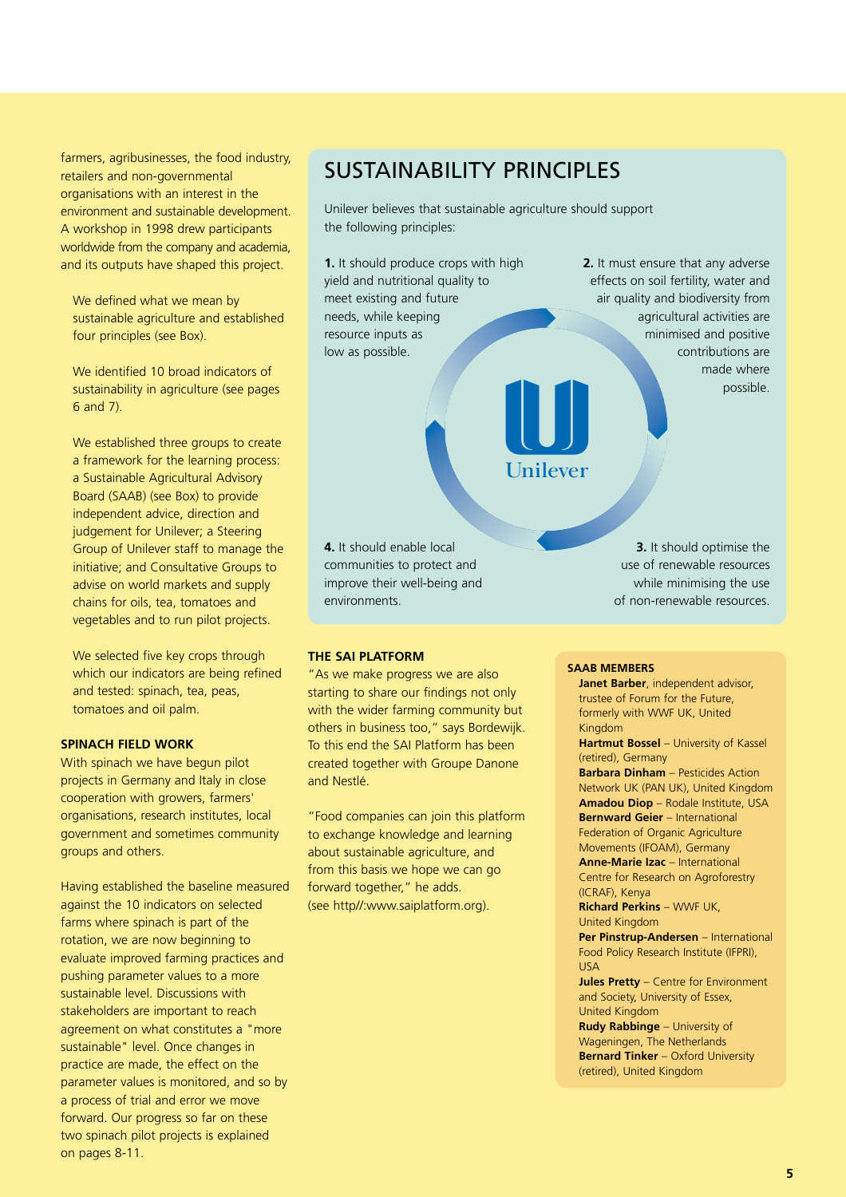farmers, agribusinesses, the food industry, retailers and non-governmental organisations with an interest in the environment and sustainable development. A workshop in 1998 drew participants worldwide from the company and academia, and its outputs have shaped this project.

We defined what we mean by sustainable agriculture and established four principles (see Box).

We identified 10 broad indicators of sustainability in agriculture (see pages 6 and 7).

We established three groups to create a framework for the learning process: a Sustainable Agricultural Advisory Board (SAAB) (see Box) to provide independent advice, direction and judgement for Unilever; a Steering Group of Unilever staff to manage the initiative; and Consultative Groups to advise on world markets and supply chains for oils, tea, tomatoes and vegetables and to run pilot projects.

We selected five key crops through which our indicators are being refined and tested: spinach, tea, peas, tomatoes and oil palm.

### SPINACH FIELD WORK

With spinach we have begun pilot projects in Germany and Italy in close cooperation with growers, farmers' organisations, research institutes, local government and sometimes community groups and others.

Having established the baseline measured against the 10 indicators on selected farms where spinach is part of the rotation, we are now beginning to evaluate improved farming practices and pushing parameter values to a more sustainable level. Discussions with stakeholders are important to reach agreement on what constitutes a "more sustainable" level. Once changes in practice are made, the effect on the parameter values is monitored, and so by a process of trial and error we move forward. Our progress so far on these two spinach pilot projects is explained on pages 8-11.

## SUSTAINABILITY PRINCIPLES

Unilever believes that sustainable agriculture should support the following principles:

**1.** It should produce crops with high yield and nutritional quality to meet existing and future needs, while keeping resource inputs as low as possible.

**2.** It must ensure that any adverse effects on soil fertility, water and air quality and biodiversity from agricultural activities are minimised and positive contributions are made where possible.

**3.** It should optimise the use of renewable resources while minimising the use of non-renewable resources.

**4.** It should enable local communities to protect and improve their well-being and environments.

### THE SAI PLATFORM

"As we make progress we are also starting to share our findings not only with the wider farming community but others in business too," says Bordewijk. To this end the SAI Platform has been created together with Groupe Danone and Nestlé.

"Food companies can join this platform to exchange knowledge and learning about sustainable agriculture, and from this basis we hope we can go forward together," he adds. (see http//:www.saiplatform.org).

### SAAB MEMBERS

**Janet Barber**, independent advisor, trustee of Forum for the Future, formerly with WWF UK, United Kingdom
**Hartmut Bossel** – University of Kassel (retired), Germany
**Barbara Dinham** – Pesticides Action Network UK (PAN UK), United Kingdom
**Amadou Diop** – Rodale Institute, USA
**Bernward Geier** – International Federation of Organic Agriculture Movements (IFOAM), Germany
**Anne-Marie Izac** – International Centre for Research on Agroforestry (ICRAF), Kenya
**Richard Perkins** – WWF UK, United Kingdom
**Per Pinstrup-Andersen** – International Food Policy Research Institute (IFPRI), USA
**Jules Pretty** – Centre for Environment and Society, University of Essex, United Kingdom
**Rudy Rabbinge** – University of Wageningen, The Netherlands
**Bernard Tinker** – Oxford University (retired), United Kingdom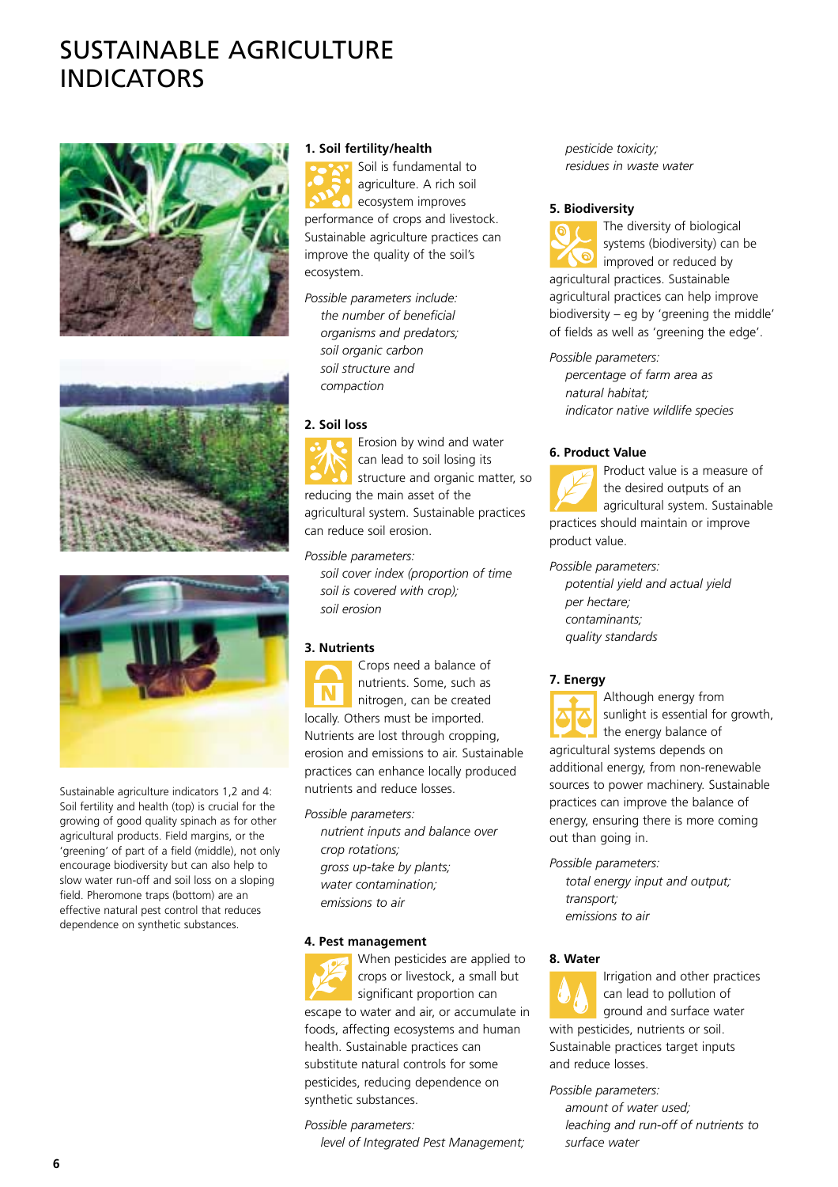# SUSTAINABLE AGRICULTURE INDICATORS

Sustainable agriculture indicators 1,2 and 4: Soil fertility and health (top) is crucial for the growing of good quality spinach as for other agricultural products. Field margins, or the 'greening' of part of a field (middle), not only encourage biodiversity but can also help to slow water run-off and soil loss on a sloping field. Pheromone traps (bottom) are an effective natural pest control that reduces dependence on synthetic substances.

### 1. Soil fertility/health

Soil is fundamental to agriculture. A rich soil ecosystem improves performance of crops and livestock. Sustainable agriculture practices can improve the quality of the soil's ecosystem.

*Possible parameters include:*
*the number of beneficial organisms and predators;*
*soil organic carbon*
*soil structure and compaction*

### 2. Soil loss

Erosion by wind and water can lead to soil losing its structure and organic matter, so reducing the main asset of the agricultural system. Sustainable practices can reduce soil erosion.

*Possible parameters:*
*soil cover index (proportion of time soil is covered with crop);*
*soil erosion*

### 3. Nutrients

Crops need a balance of nutrients. Some, such as nitrogen, can be created locally. Others must be imported. Nutrients are lost through cropping, erosion and emissions to air. Sustainable practices can enhance locally produced nutrients and reduce losses.

*Possible parameters:*
*nutrient inputs and balance over crop rotations;*
*gross up-take by plants;*
*water contamination;*
*emissions to air*

### 4. Pest management

When pesticides are applied to crops or livestock, a small but significant proportion can escape to water and air, or accumulate in foods, affecting ecosystems and human health. Sustainable practices can substitute natural controls for some pesticides, reducing dependence on synthetic substances.

*Possible parameters:*
*level of Integrated Pest Management;*
*pesticide toxicity;*
*residues in waste water*

### 5. Biodiversity

The diversity of biological systems (biodiversity) can be improved or reduced by agricultural practices. Sustainable agricultural practices can help improve biodiversity – eg by 'greening the middle' of fields as well as 'greening the edge'.

*Possible parameters:*
*percentage of farm area as natural habitat;*
*indicator native wildlife species*

### 6. Product Value

Product value is a measure of the desired outputs of an agricultural system. Sustainable practices should maintain or improve product value.

*Possible parameters:*
*potential yield and actual yield per hectare;*
*contaminants;*
*quality standards*

### 7. Energy

Although energy from sunlight is essential for growth, the energy balance of agricultural systems depends on additional energy, from non-renewable sources to power machinery. Sustainable practices can improve the balance of energy, ensuring there is more coming out than going in.

*Possible parameters:*
*total energy input and output;*
*transport;*
*emissions to air*

### 8. Water

Irrigation and other practices can lead to pollution of ground and surface water with pesticides, nutrients or soil. Sustainable practices target inputs and reduce losses.

*Possible parameters:*
*amount of water used;*
*leaching and run-off of nutrients to surface water*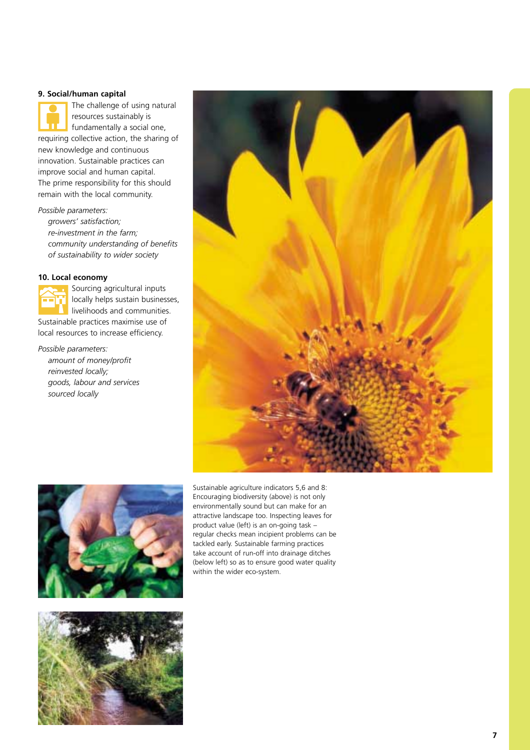### 9. Social/human capital

The challenge of using natural resources sustainably is fundamentally a social one, requiring collective action, the sharing of new knowledge and continuous innovation. Sustainable practices can improve social and human capital. The prime responsibility for this should remain with the local community.

*Possible parameters:*

*growers' satisfaction;*
*re-investment in the farm;*
*community understanding of benefits of sustainability to wider society*

### 10. Local economy

Sourcing agricultural inputs locally helps sustain businesses, livelihoods and communities. Sustainable practices maximise use of local resources to increase efficiency.

*Possible parameters:*

*amount of money/profit reinvested locally;*
*goods, labour and services sourced locally*

Sustainable agriculture indicators 5,6 and 8: Encouraging biodiversity (above) is not only environmentally sound but can make for an attractive landscape too. Inspecting leaves for product value (left) is an on-going task – regular checks mean incipient problems can be tackled early. Sustainable farming practices take account of run-off into drainage ditches (below left) so as to ensure good water quality within the wider eco-system.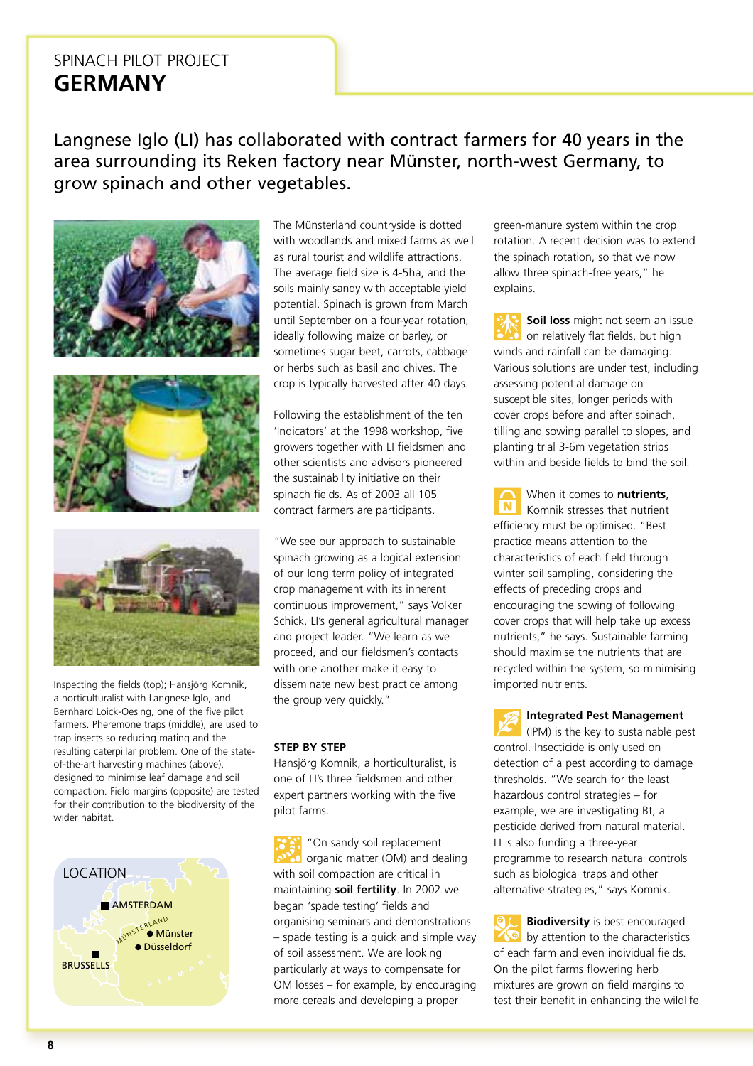SPINACH PILOT PROJECT

# GERMANY

## Langnese Iglo (LI) has collaborated with contract farmers for 40 years in the area surrounding its Reken factory near Münster, north-west Germany, to grow spinach and other vegetables.

Inspecting the fields (top); Hansjörg Komnik, a horticulturalist with Langnese Iglo, and Bernhard Loick-Oesing, one of the five pilot farmers. Pheremone traps (middle), are used to trap insects so reducing mating and the resulting caterpillar problem. One of the state-of-the-art harvesting machines (above), designed to minimise leaf damage and soil compaction. Field margins (opposite) are tested for their contribution to the biodiversity of the wider habitat.

LOCATION

AMSTERDAM

MÜNSTERLAND

Münster

Düsseldorf

BRUSSELLS

GERMANY

The Münsterland countryside is dotted with woodlands and mixed farms as well as rural tourist and wildlife attractions. The average field size is 4-5ha, and the soils mainly sandy with acceptable yield potential. Spinach is grown from March until September on a four-year rotation, ideally following maize or barley, or sometimes sugar beet, carrots, cabbage or herbs such as basil and chives. The crop is typically harvested after 40 days.

Following the establishment of the ten 'Indicators' at the 1998 workshop, five growers together with LI fieldsmen and other scientists and advisors pioneered the sustainability initiative on their spinach fields. As of 2003 all 105 contract farmers are participants.

"We see our approach to sustainable spinach growing as a logical extension of our long term policy of integrated crop management with its inherent continuous improvement," says Volker Schick, LI's general agricultural manager and project leader. "We learn as we proceed, and our fieldsmen's contacts with one another make it easy to disseminate new best practice among the group very quickly."

### STEP BY STEP

Hansjörg Komnik, a horticulturalist, is one of LI's three fieldsmen and other expert partners working with the five pilot farms.

"On sandy soil replacement organic matter (OM) and dealing with soil compaction are critical in maintaining **soil fertility**. In 2002 we began 'spade testing' fields and organising seminars and demonstrations – spade testing is a quick and simple way of soil assessment. We are looking particularly at ways to compensate for OM losses – for example, by encouraging more cereals and developing a proper green-manure system within the crop rotation. A recent decision was to extend the spinach rotation, so that we now allow three spinach-free years," he explains.

**Soil loss** might not seem an issue on relatively flat fields, but high winds and rainfall can be damaging. Various solutions are under test, including assessing potential damage on susceptible sites, longer periods with cover crops before and after spinach, tilling and sowing parallel to slopes, and planting trial 3-6m vegetation strips within and beside fields to bind the soil.

When it comes to **nutrients**, Komnik stresses that nutrient efficiency must be optimised. "Best practice means attention to the characteristics of each field through winter soil sampling, considering the effects of preceding crops and encouraging the sowing of following cover crops that will help take up excess nutrients," he says. Sustainable farming should maximise the nutrients that are recycled within the system, so minimising imported nutrients.

**Integrated Pest Management** (IPM) is the key to sustainable pest control. Insecticide is only used on detection of a pest according to damage thresholds. "We search for the least hazardous control strategies – for example, we are investigating Bt, a pesticide derived from natural material. LI is also funding a three-year programme to research natural controls such as biological traps and other alternative strategies," says Komnik.

**Biodiversity** is best encouraged by attention to the characteristics of each farm and even individual fields. On the pilot farms flowering herb mixtures are grown on field margins to test their benefit in enhancing the wildlife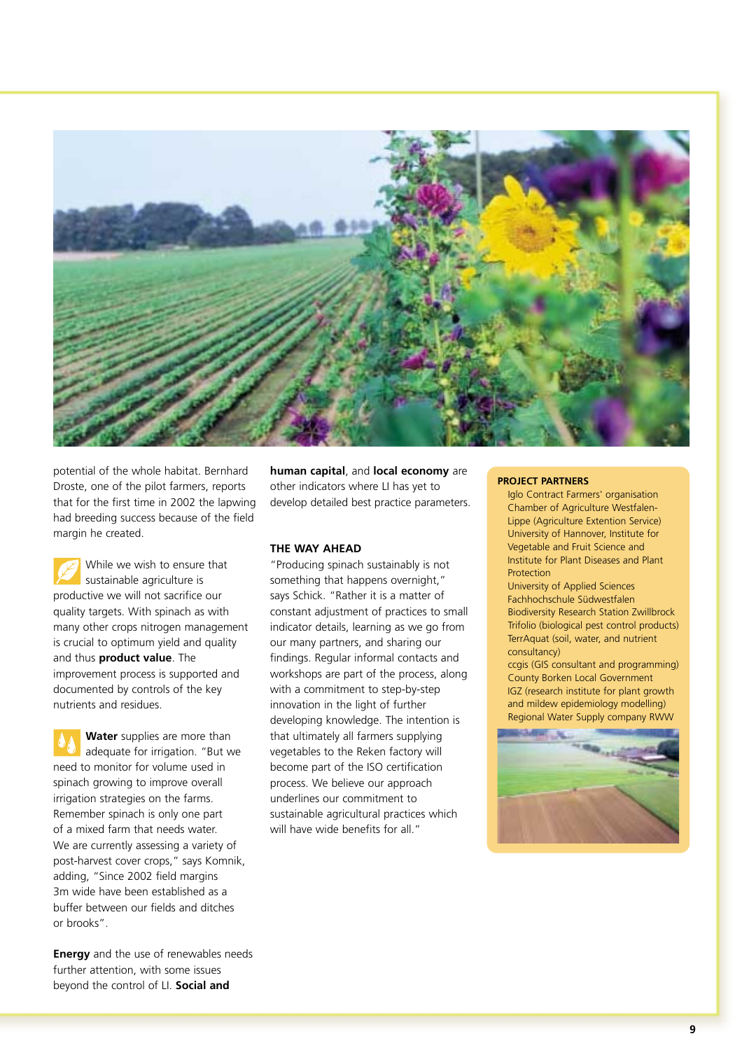potential of the whole habitat. Bernhard Droste, one of the pilot farmers, reports that for the first time in 2002 the lapwing had breeding success because of the field margin he created.

While we wish to ensure that sustainable agriculture is productive we will not sacrifice our quality targets. With spinach as with many other crops nitrogen management is crucial to optimum yield and quality and thus **product value**. The improvement process is supported and documented by controls of the key nutrients and residues.

**Water** supplies are more than adequate for irrigation. "But we need to monitor for volume used in spinach growing to improve overall irrigation strategies on the farms. Remember spinach is only one part of a mixed farm that needs water. We are currently assessing a variety of post-harvest cover crops," says Komnik, adding, "Since 2002 field margins 3m wide have been established as a buffer between our fields and ditches or brooks".

**Energy** and the use of renewables needs further attention, with some issues beyond the control of LI. **Social and human capital**, and **local economy** are other indicators where LI has yet to develop detailed best practice parameters.

## THE WAY AHEAD

"Producing spinach sustainably is not something that happens overnight," says Schick. "Rather it is a matter of constant adjustment of practices to small indicator details, learning as we go from our many partners, and sharing our findings. Regular informal contacts and workshops are part of the process, along with a commitment to step-by-step innovation in the light of further developing knowledge. The intention is that ultimately all farmers supplying vegetables to the Reken factory will become part of the ISO certification process. We believe our approach underlines our commitment to sustainable agricultural practices which will have wide benefits for all."

**PROJECT PARTNERS**

- Iglo Contract Farmers' organisation
- Chamber of Agriculture Westfalen-Lippe (Agriculture Extention Service)
- University of Hannover, Institute for Vegetable and Fruit Science and Institute for Plant Diseases and Plant Protection
- University of Applied Sciences Fachhochschule Südwestfalen
- Biodiversity Research Station Zwillbrock
- Trifolio (biological pest control products)
- TerrAquat (soil, water, and nutrient consultancy)
- ccgis (GIS consultant and programming)
- County Borken Local Government
- IGZ (research institute for plant growth and mildew epidemiology modelling)
- Regional Water Supply company RWW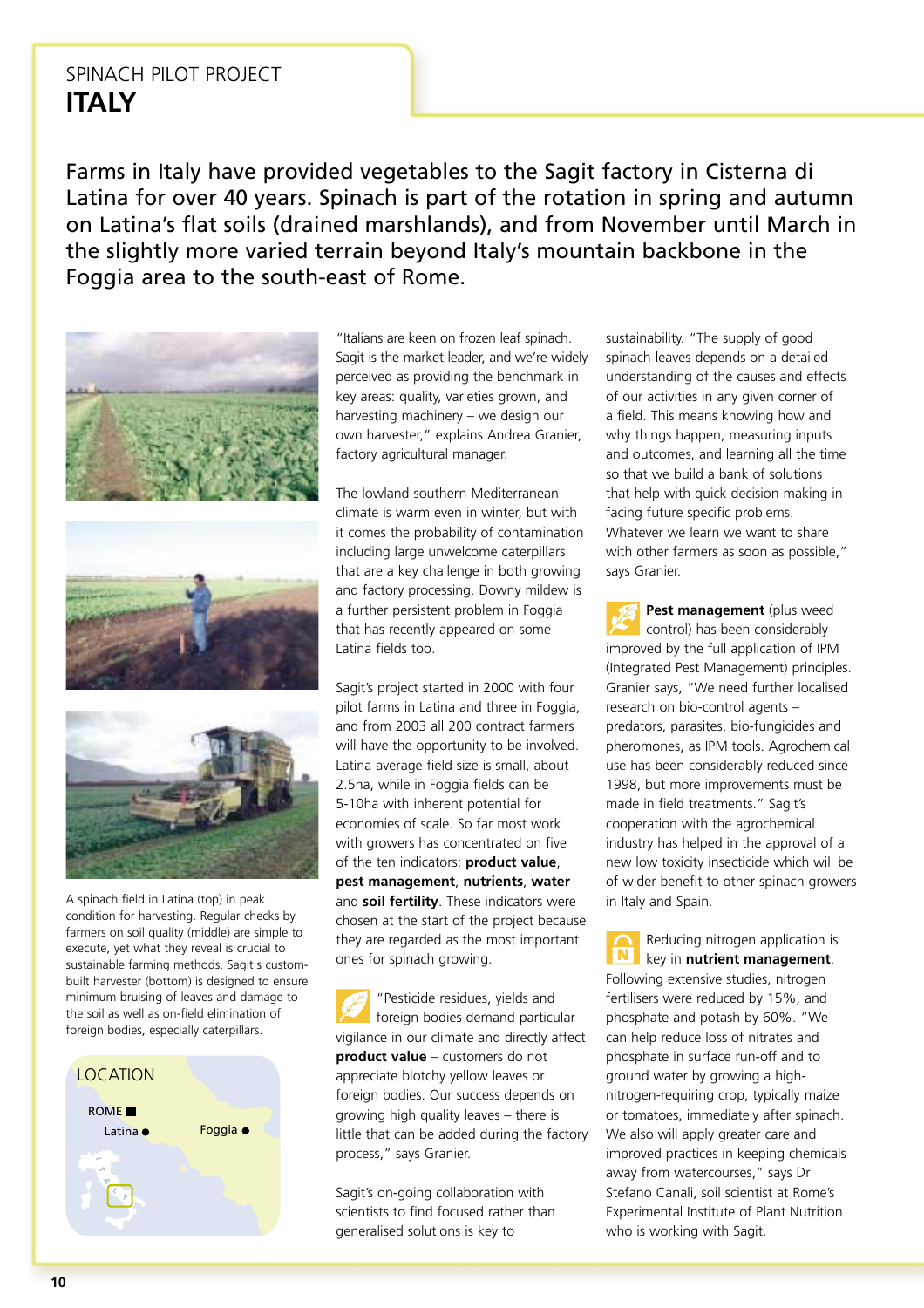SPINACH PILOT PROJECT

# ITALY

Farms in Italy have provided vegetables to the Sagit factory in Cisterna di Latina for over 40 years. Spinach is part of the rotation in spring and autumn on Latina's flat soils (drained marshlands), and from November until March in the slightly more varied terrain beyond Italy's mountain backbone in the Foggia area to the south-east of Rome.

A spinach field in Latina (top) in peak condition for harvesting. Regular checks by farmers on soil quality (middle) are simple to execute, yet what they reveal is crucial to sustainable farming methods. Sagit's custom-built harvester (bottom) is designed to ensure minimum bruising of leaves and damage to the soil as well as on-field elimination of foreign bodies, especially caterpillars.

LOCATION

ROME ■
Latina ●
Foggia ●

"Italians are keen on frozen leaf spinach. Sagit is the market leader, and we're widely perceived as providing the benchmark in key areas: quality, varieties grown, and harvesting machinery – we design our own harvester," explains Andrea Granier, factory agricultural manager.

The lowland southern Mediterranean climate is warm even in winter, but with it comes the probability of contamination including large unwelcome caterpillars that are a key challenge in both growing and factory processing. Downy mildew is a further persistent problem in Foggia that has recently appeared on some Latina fields too.

Sagit's project started in 2000 with four pilot farms in Latina and three in Foggia, and from 2003 all 200 contract farmers will have the opportunity to be involved. Latina average field size is small, about 2.5ha, while in Foggia fields can be 5-10ha with inherent potential for economies of scale. So far most work with growers has concentrated on five of the ten indicators: **product value**, **pest management**, **nutrients**, **water** and **soil fertility**. These indicators were chosen at the start of the project because they are regarded as the most important ones for spinach growing.

"Pesticide residues, yields and foreign bodies demand particular vigilance in our climate and directly affect **product value** – customers do not appreciate blotchy yellow leaves or foreign bodies. Our success depends on growing high quality leaves – there is little that can be added during the factory process," says Granier.

Sagit's on-going collaboration with scientists to find focused rather than generalised solutions is key to sustainability. "The supply of good spinach leaves depends on a detailed understanding of the causes and effects of our activities in any given corner of a field. This means knowing how and why things happen, measuring inputs and outcomes, and learning all the time so that we build a bank of solutions that help with quick decision making in facing future specific problems. Whatever we learn we want to share with other farmers as soon as possible," says Granier.

**Pest management** (plus weed control) has been considerably improved by the full application of IPM (Integrated Pest Management) principles. Granier says, "We need further localised research on bio-control agents – predators, parasites, bio-fungicides and pheromones, as IPM tools. Agrochemical use has been considerably reduced since 1998, but more improvements must be made in field treatments." Sagit's cooperation with the agrochemical industry has helped in the approval of a new low toxicity insecticide which will be of wider benefit to other spinach growers in Italy and Spain.

Reducing nitrogen application is key in **nutrient management**. Following extensive studies, nitrogen fertilisers were reduced by 15%, and phosphate and potash by 60%. "We can help reduce loss of nitrates and phosphate in surface run-off and to ground water by growing a high-nitrogen-requiring crop, typically maize or tomatoes, immediately after spinach. We also will apply greater care and improved practices in keeping chemicals away from watercourses," says Dr Stefano Canali, soil scientist at Rome's Experimental Institute of Plant Nutrition who is working with Sagit.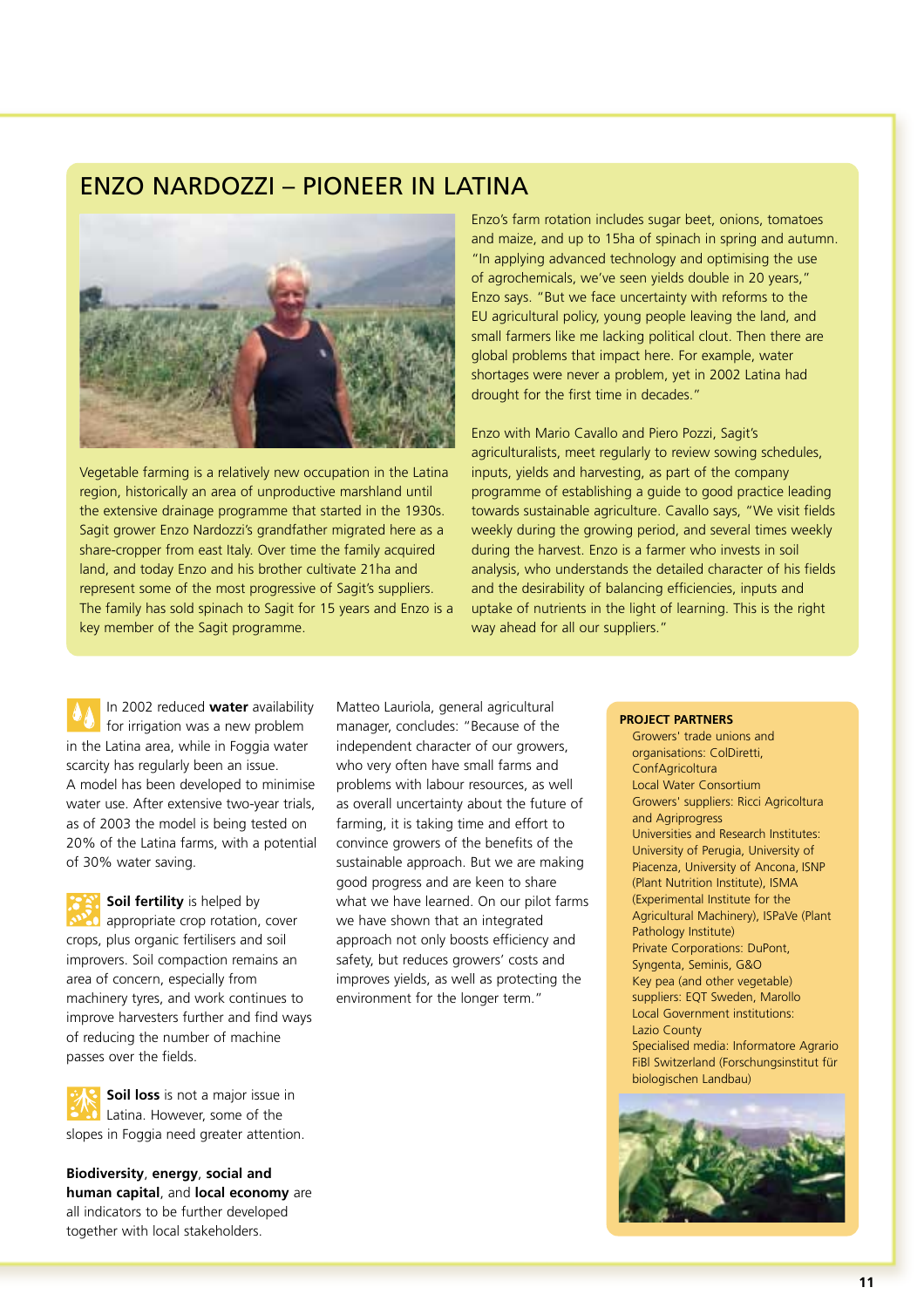## ENZO NARDOZZI – PIONEER IN LATINA

Vegetable farming is a relatively new occupation in the Latina region, historically an area of unproductive marshland until the extensive drainage programme that started in the 1930s. Sagit grower Enzo Nardozzi's grandfather migrated here as a share-cropper from east Italy. Over time the family acquired land, and today Enzo and his brother cultivate 21ha and represent some of the most progressive of Sagit's suppliers. The family has sold spinach to Sagit for 15 years and Enzo is a key member of the Sagit programme.

Enzo's farm rotation includes sugar beet, onions, tomatoes and maize, and up to 15ha of spinach in spring and autumn. "In applying advanced technology and optimising the use of agrochemicals, we've seen yields double in 20 years," Enzo says. "But we face uncertainty with reforms to the EU agricultural policy, young people leaving the land, and small farmers like me lacking political clout. Then there are global problems that impact here. For example, water shortages were never a problem, yet in 2002 Latina had drought for the first time in decades."

Enzo with Mario Cavallo and Piero Pozzi, Sagit's agriculturalists, meet regularly to review sowing schedules, inputs, yields and harvesting, as part of the company programme of establishing a guide to good practice leading towards sustainable agriculture. Cavallo says, "We visit fields weekly during the growing period, and several times weekly during the harvest. Enzo is a farmer who invests in soil analysis, who understands the detailed character of his fields and the desirability of balancing efficiencies, inputs and uptake of nutrients in the light of learning. This is the right way ahead for all our suppliers."

In 2002 reduced **water** availability for irrigation was a new problem in the Latina area, while in Foggia water scarcity has regularly been an issue. A model has been developed to minimise water use. After extensive two-year trials, as of 2003 the model is being tested on 20% of the Latina farms, with a potential of 30% water saving.

**Soil fertility** is helped by appropriate crop rotation, cover crops, plus organic fertilisers and soil improvers. Soil compaction remains an area of concern, especially from machinery tyres, and work continues to improve harvesters further and find ways of reducing the number of machine passes over the fields.

**Soil loss** is not a major issue in Latina. However, some of the slopes in Foggia need greater attention.

**Biodiversity**, **energy**, **social and human capital**, and **local economy** are all indicators to be further developed together with local stakeholders.

Matteo Lauriola, general agricultural manager, concludes: "Because of the independent character of our growers, who very often have small farms and problems with labour resources, as well as overall uncertainty about the future of farming, it is taking time and effort to convince growers of the benefits of the sustainable approach. But we are making good progress and are keen to share what we have learned. On our pilot farms we have shown that an integrated approach not only boosts efficiency and safety, but reduces growers' costs and improves yields, as well as protecting the environment for the longer term."

**PROJECT PARTNERS**

- Growers' trade unions and organisations: ColDiretti, ConfAgricoltura
- Local Water Consortium
- Growers' suppliers: Ricci Agricoltura and Agriprogress
- Universities and Research Institutes: University of Perugia, University of Piacenza, University of Ancona, ISNP (Plant Nutrition Institute), ISMA (Experimental Institute for the Agricultural Machinery), ISPaVe (Plant Pathology Institute)
- Private Corporations: DuPont, Syngenta, Seminis, G&O
- Key pea (and other vegetable) suppliers: EQT Sweden, Marollo
- Local Government institutions: Lazio County
- Specialised media: Informatore Agrario
- FiBl Switzerland (Forschungsinstitut für biologischen Landbau)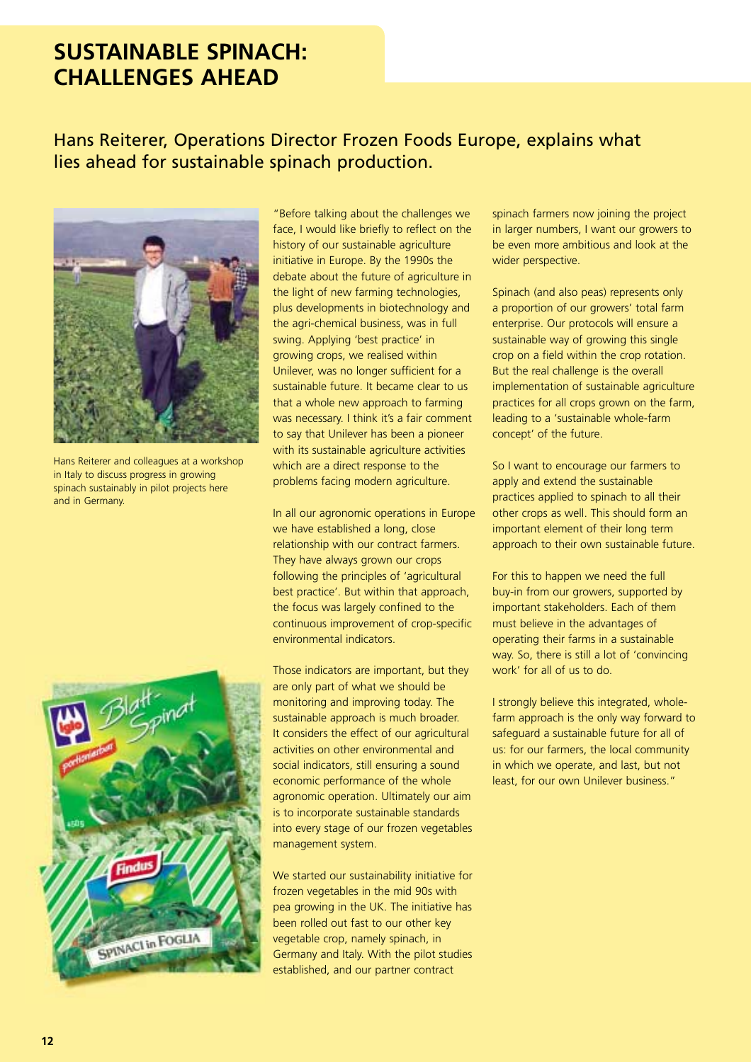# SUSTAINABLE SPINACH: CHALLENGES AHEAD

## Hans Reiterer, Operations Director Frozen Foods Europe, explains what lies ahead for sustainable spinach production.

Hans Reiterer and colleagues at a workshop in Italy to discuss progress in growing spinach sustainably in pilot projects here and in Germany.

"Before talking about the challenges we face, I would like briefly to reflect on the history of our sustainable agriculture initiative in Europe. By the 1990s the debate about the future of agriculture in the light of new farming technologies, plus developments in biotechnology and the agri-chemical business, was in full swing. Applying 'best practice' in growing crops, we realised within Unilever, was no longer sufficient for a sustainable future. It became clear to us that a whole new approach to farming was necessary. I think it's a fair comment to say that Unilever has been a pioneer with its sustainable agriculture activities which are a direct response to the problems facing modern agriculture.

In all our agronomic operations in Europe we have established a long, close relationship with our contract farmers. They have always grown our crops following the principles of 'agricultural best practice'. But within that approach, the focus was largely confined to the continuous improvement of crop-specific environmental indicators.

Those indicators are important, but they are only part of what we should be monitoring and improving today. The sustainable approach is much broader. It considers the effect of our agricultural activities on other environmental and social indicators, still ensuring a sound economic performance of the whole agronomic operation. Ultimately our aim is to incorporate sustainable standards into every stage of our frozen vegetables management system.

We started our sustainability initiative for frozen vegetables in the mid 90s with pea growing in the UK. The initiative has been rolled out fast to our other key vegetable crop, namely spinach, in Germany and Italy. With the pilot studies established, and our partner contract spinach farmers now joining the project in larger numbers, I want our growers to be even more ambitious and look at the wider perspective.

Spinach (and also peas) represents only a proportion of our growers' total farm enterprise. Our protocols will ensure a sustainable way of growing this single crop on a field within the crop rotation. But the real challenge is the overall implementation of sustainable agriculture practices for all crops grown on the farm, leading to a 'sustainable whole-farm concept' of the future.

So I want to encourage our farmers to apply and extend the sustainable practices applied to spinach to all their other crops as well. This should form an important element of their long term approach to their own sustainable future.

For this to happen we need the full buy-in from our growers, supported by important stakeholders. Each of them must believe in the advantages of operating their farms in a sustainable way. So, there is still a lot of 'convincing work' for all of us to do.

I strongly believe this integrated, whole-farm approach is the only way forward to safeguard a sustainable future for all of us: for our farmers, the local community in which we operate, and last, but not least, for our own Unilever business."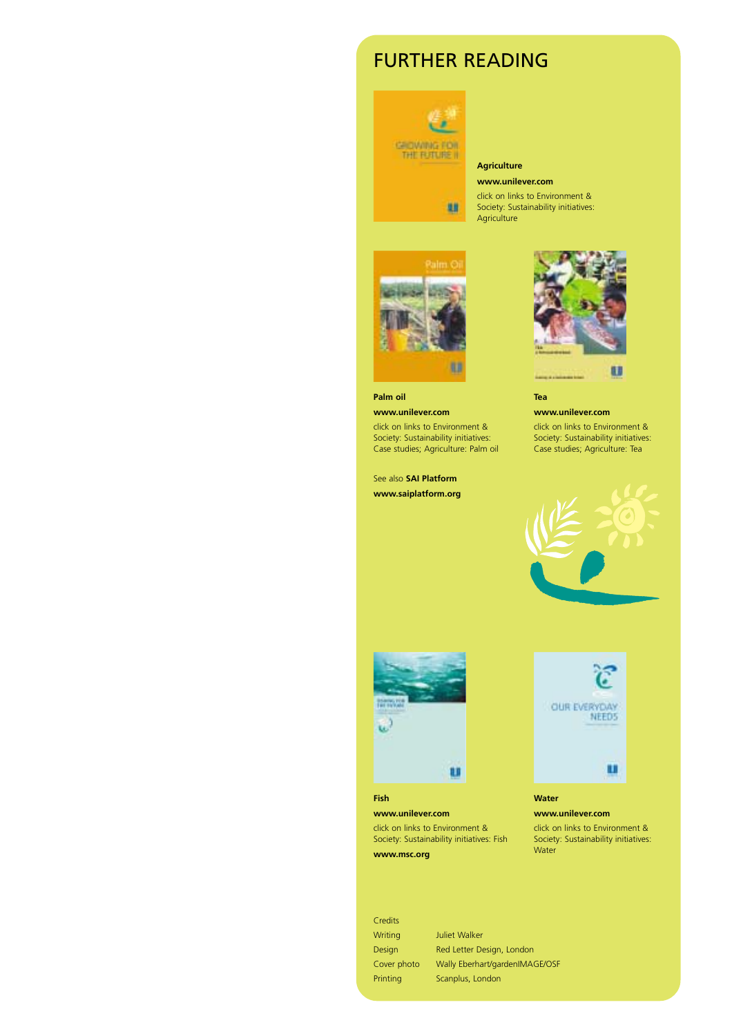# FURTHER READING

**Agriculture**

**www.unilever.com**

click on links to Environment & Society: Sustainability initiatives: Agriculture

**Palm oil**

**www.unilever.com**

click on links to Environment & Society: Sustainability initiatives: Case studies; Agriculture: Palm oil

See also **SAI Platform**

**www.saiplatform.org**

**Tea**

**www.unilever.com**

click on links to Environment & Society: Sustainability initiatives: Case studies; Agriculture: Tea

**Fish**

**www.unilever.com**

click on links to Environment & Society: Sustainability initiatives: Fish

**www.msc.org**

**Water**

**www.unilever.com**

click on links to Environment & Society: Sustainability initiatives: Water

Credits

| | |
|---|---|
| Writing | Juliet Walker |
| Design | Red Letter Design, London |
| Cover photo | Wally Eberhart/gardenIMAGE/OSF |
| Printing | Scanplus, London |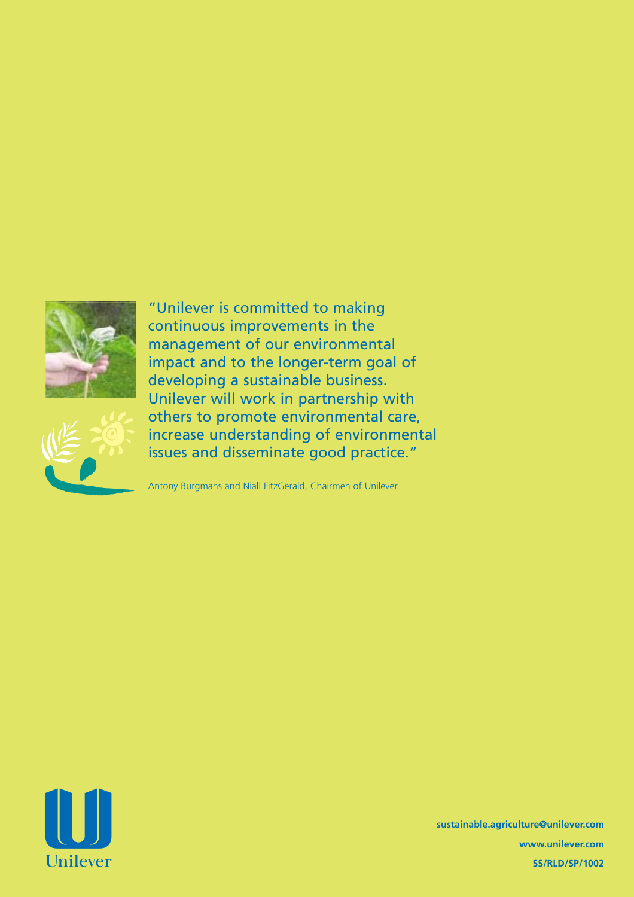"Unilever is committed to making continuous improvements in the management of our environmental impact and to the longer-term goal of developing a sustainable business. Unilever will work in partnership with others to promote environmental care, increase understanding of environmental issues and disseminate good practice."

Antony Burgmans and Niall FitzGerald, Chairmen of Unilever.

Unilever

**sustainable.agriculture@unilever.com**

**www.unilever.com**

**SS/RLD/SP/1002**